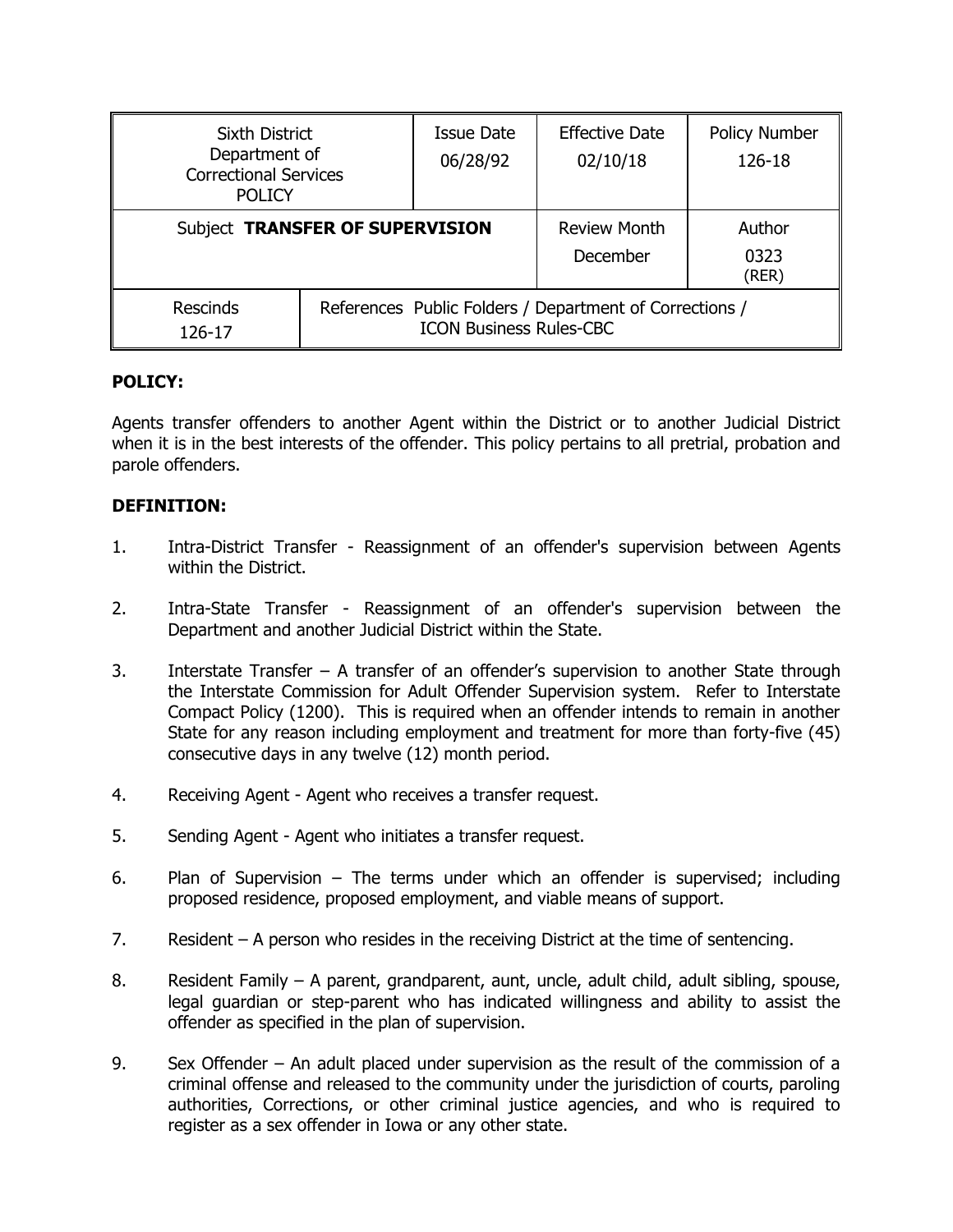| Sixth District Department of Correctional Services POLICY | | Issue Date 06/28/92 | Effective Date 02/10/18 | Policy Number 126-18 |
|---|---|---|---|---|
| Subject **TRANSFER OF SUPERVISION** | | | Review Month December | Author 0323 (RER) |
| Rescinds 126-17 | References Public Folders / Department of Corrections / ICON Business Rules-CBC | | | |

**POLICY:**

Agents transfer offenders to another Agent within the District or to another Judicial District when it is in the best interests of the offender. This policy pertains to all pretrial, probation and parole offenders.

**DEFINITION:**

1. Intra-District Transfer - Reassignment of an offender's supervision between Agents within the District.

2. Intra-State Transfer - Reassignment of an offender's supervision between the Department and another Judicial District within the State.

3. Interstate Transfer – A transfer of an offender's supervision to another State through the Interstate Commission for Adult Offender Supervision system. Refer to Interstate Compact Policy (1200). This is required when an offender intends to remain in another State for any reason including employment and treatment for more than forty-five (45) consecutive days in any twelve (12) month period.

4. Receiving Agent - Agent who receives a transfer request.

5. Sending Agent - Agent who initiates a transfer request.

6. Plan of Supervision – The terms under which an offender is supervised; including proposed residence, proposed employment, and viable means of support.

7. Resident – A person who resides in the receiving District at the time of sentencing.

8. Resident Family – A parent, grandparent, aunt, uncle, adult child, adult sibling, spouse, legal guardian or step-parent who has indicated willingness and ability to assist the offender as specified in the plan of supervision.

9. Sex Offender – An adult placed under supervision as the result of the commission of a criminal offense and released to the community under the jurisdiction of courts, paroling authorities, Corrections, or other criminal justice agencies, and who is required to register as a sex offender in Iowa or any other state.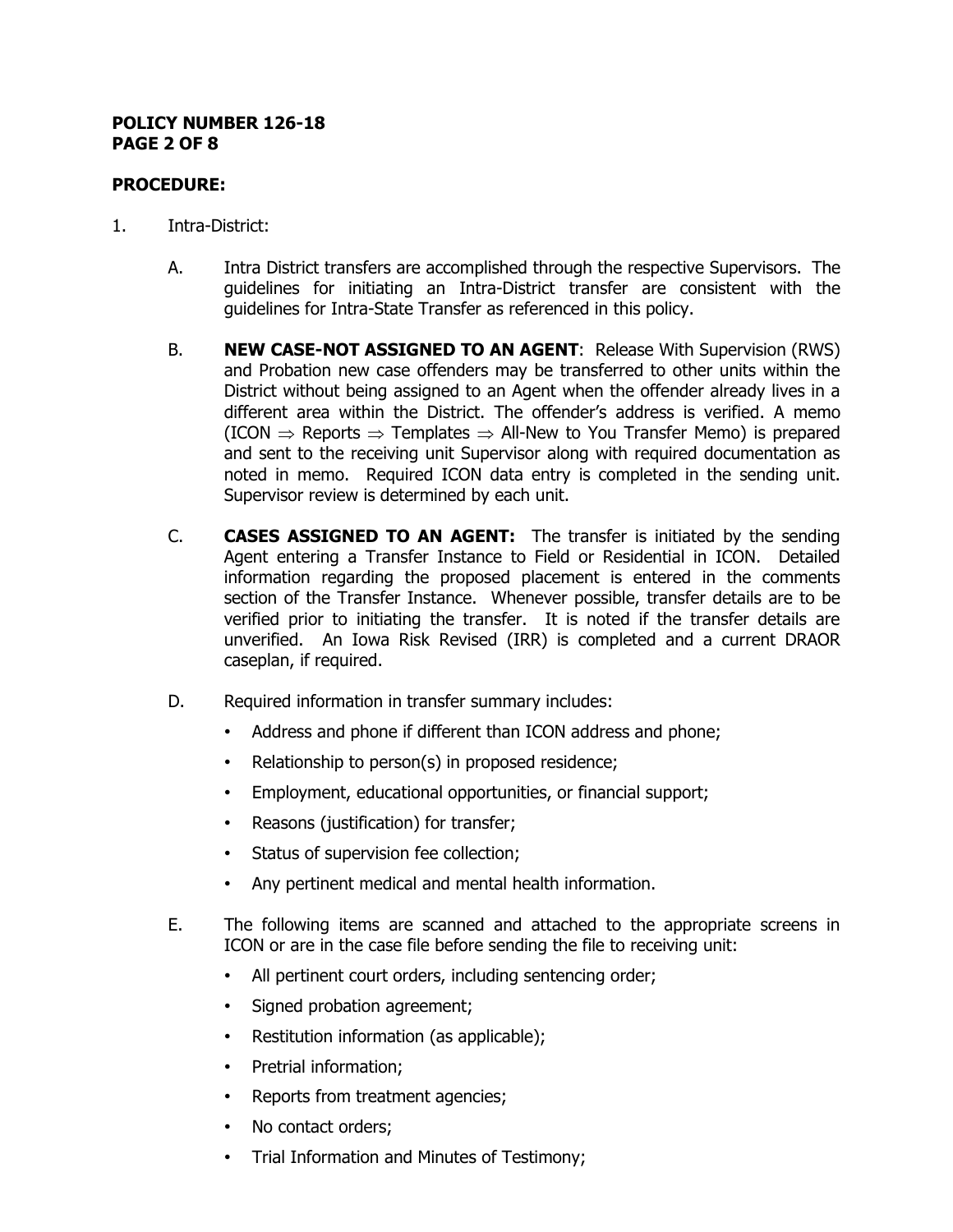**PROCEDURE:**

1. Intra-District:

   A. Intra District transfers are accomplished through the respective Supervisors. The guidelines for initiating an Intra-District transfer are consistent with the guidelines for Intra-State Transfer as referenced in this policy.

   B. **NEW CASE-NOT ASSIGNED TO AN AGENT**: Release With Supervision (RWS) and Probation new case offenders may be transferred to other units within the District without being assigned to an Agent when the offender already lives in a different area within the District. The offender's address is verified. A memo (ICON ⇒ Reports ⇒ Templates ⇒ All-New to You Transfer Memo) is prepared and sent to the receiving unit Supervisor along with required documentation as noted in memo. Required ICON data entry is completed in the sending unit. Supervisor review is determined by each unit.

   C. **CASES ASSIGNED TO AN AGENT:** The transfer is initiated by the sending Agent entering a Transfer Instance to Field or Residential in ICON. Detailed information regarding the proposed placement is entered in the comments section of the Transfer Instance. Whenever possible, transfer details are to be verified prior to initiating the transfer. It is noted if the transfer details are unverified. An Iowa Risk Revised (IRR) is completed and a current DRAOR caseplan, if required.

   D. Required information in transfer summary includes:

      - Address and phone if different than ICON address and phone;
      - Relationship to person(s) in proposed residence;
      - Employment, educational opportunities, or financial support;
      - Reasons (justification) for transfer;
      - Status of supervision fee collection;
      - Any pertinent medical and mental health information.

   E. The following items are scanned and attached to the appropriate screens in ICON or are in the case file before sending the file to receiving unit:

      - All pertinent court orders, including sentencing order;
      - Signed probation agreement;
      - Restitution information (as applicable);
      - Pretrial information;
      - Reports from treatment agencies;
      - No contact orders;
      - Trial Information and Minutes of Testimony;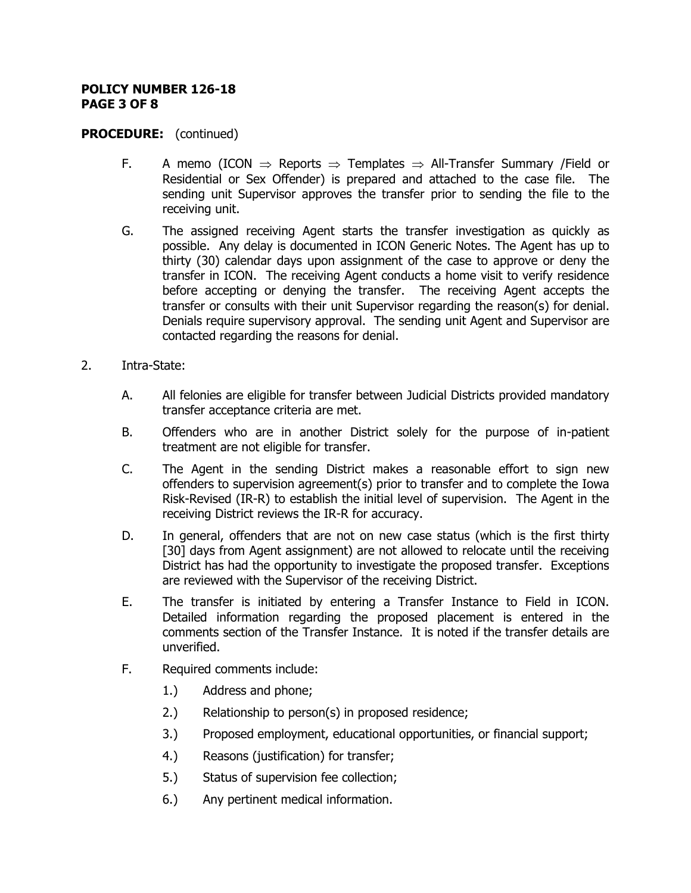**PROCEDURE:** (continued)

F. A memo (ICON ⇒ Reports ⇒ Templates ⇒ All-Transfer Summary /Field or Residential or Sex Offender) is prepared and attached to the case file. The sending unit Supervisor approves the transfer prior to sending the file to the receiving unit.

G. The assigned receiving Agent starts the transfer investigation as quickly as possible. Any delay is documented in ICON Generic Notes. The Agent has up to thirty (30) calendar days upon assignment of the case to approve or deny the transfer in ICON. The receiving Agent conducts a home visit to verify residence before accepting or denying the transfer. The receiving Agent accepts the transfer or consults with their unit Supervisor regarding the reason(s) for denial. Denials require supervisory approval. The sending unit Agent and Supervisor are contacted regarding the reasons for denial.

2. Intra-State:

A. All felonies are eligible for transfer between Judicial Districts provided mandatory transfer acceptance criteria are met.

B. Offenders who are in another District solely for the purpose of in-patient treatment are not eligible for transfer.

C. The Agent in the sending District makes a reasonable effort to sign new offenders to supervision agreement(s) prior to transfer and to complete the Iowa Risk-Revised (IR-R) to establish the initial level of supervision. The Agent in the receiving District reviews the IR-R for accuracy.

D. In general, offenders that are not on new case status (which is the first thirty [30] days from Agent assignment) are not allowed to relocate until the receiving District has had the opportunity to investigate the proposed transfer. Exceptions are reviewed with the Supervisor of the receiving District.

E. The transfer is initiated by entering a Transfer Instance to Field in ICON. Detailed information regarding the proposed placement is entered in the comments section of the Transfer Instance. It is noted if the transfer details are unverified.

F. Required comments include:

1.) Address and phone;

2.) Relationship to person(s) in proposed residence;

3.) Proposed employment, educational opportunities, or financial support;

4.) Reasons (justification) for transfer;

5.) Status of supervision fee collection;

6.) Any pertinent medical information.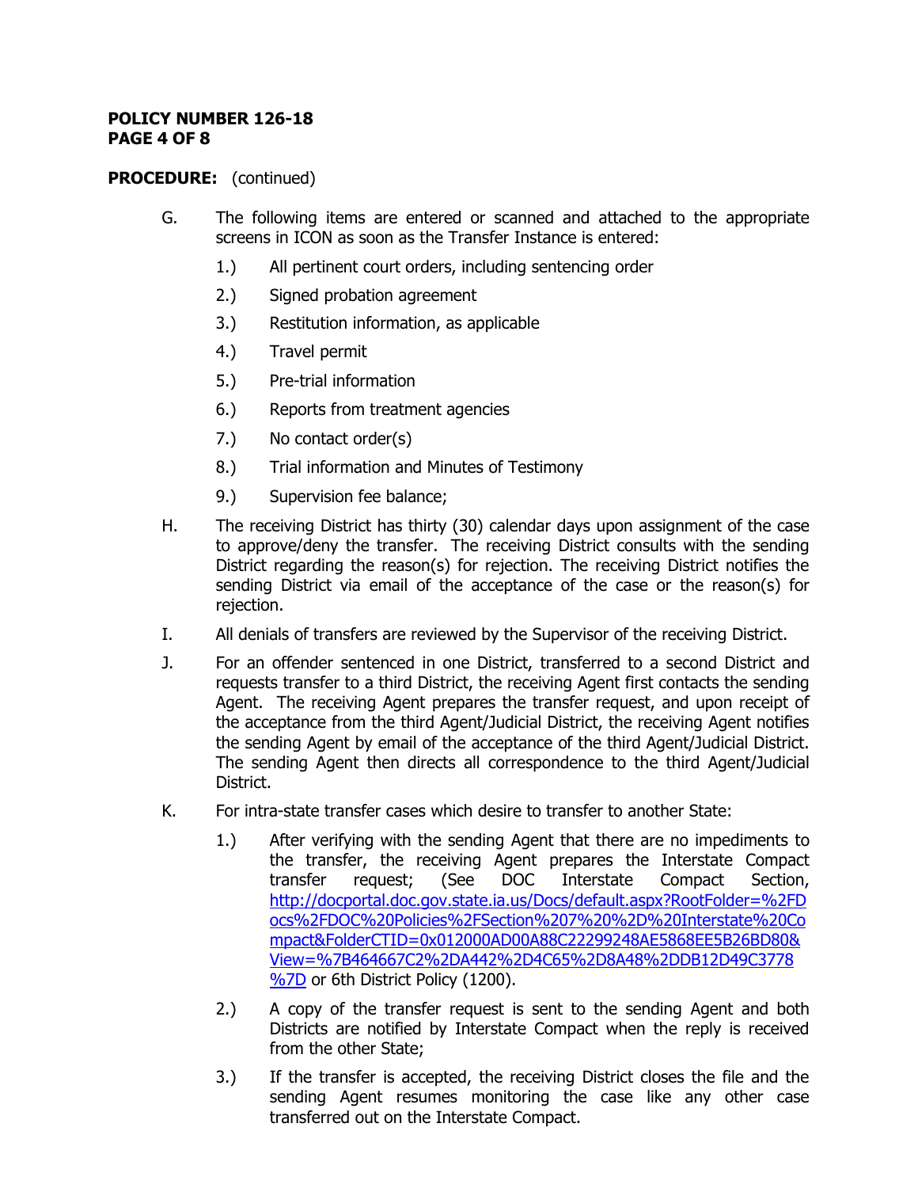**PROCEDURE:** (continued)

G. The following items are entered or scanned and attached to the appropriate screens in ICON as soon as the Transfer Instance is entered:

   1.) All pertinent court orders, including sentencing order
   2.) Signed probation agreement
   3.) Restitution information, as applicable
   4.) Travel permit
   5.) Pre-trial information
   6.) Reports from treatment agencies
   7.) No contact order(s)
   8.) Trial information and Minutes of Testimony
   9.) Supervision fee balance;

H. The receiving District has thirty (30) calendar days upon assignment of the case to approve/deny the transfer. The receiving District consults with the sending District regarding the reason(s) for rejection. The receiving District notifies the sending District via email of the acceptance of the case or the reason(s) for rejection.

I. All denials of transfers are reviewed by the Supervisor of the receiving District.

J. For an offender sentenced in one District, transferred to a second District and requests transfer to a third District, the receiving Agent first contacts the sending Agent. The receiving Agent prepares the transfer request, and upon receipt of the acceptance from the third Agent/Judicial District, the receiving Agent notifies the sending Agent by email of the acceptance of the third Agent/Judicial District. The sending Agent then directs all correspondence to the third Agent/Judicial District.

K. For intra-state transfer cases which desire to transfer to another State:

   1.) After verifying with the sending Agent that there are no impediments to the transfer, the receiving Agent prepares the Interstate Compact transfer request; (See DOC Interstate Compact Section, [http://docportal.doc.gov.state.ia.us/Docs/default.aspx?RootFolder=%2FDocs%2FDOC%20Policies%2FSection%207%20%2D%20Interstate%20Compact&FolderCTID=0x012000AD00A88C22299248AE5868EE5B26BD80&View=%7B464667C2%2DA442%2D4C65%2D8A48%2DDB12D49C3778%7D](http://docportal.doc.gov.state.ia.us/Docs/default.aspx?RootFolder=%2FDocs%2FDOC%20Policies%2FSection%207%20%2D%20Interstate%20Compact&FolderCTID=0x012000AD00A88C22299248AE5868EE5B26BD80&View=%7B464667C2%2DA442%2D4C65%2D8A48%2DDB12D49C3778%7D) or 6th District Policy (1200).
   2.) A copy of the transfer request is sent to the sending Agent and both Districts are notified by Interstate Compact when the reply is received from the other State;
   3.) If the transfer is accepted, the receiving District closes the file and the sending Agent resumes monitoring the case like any other case transferred out on the Interstate Compact.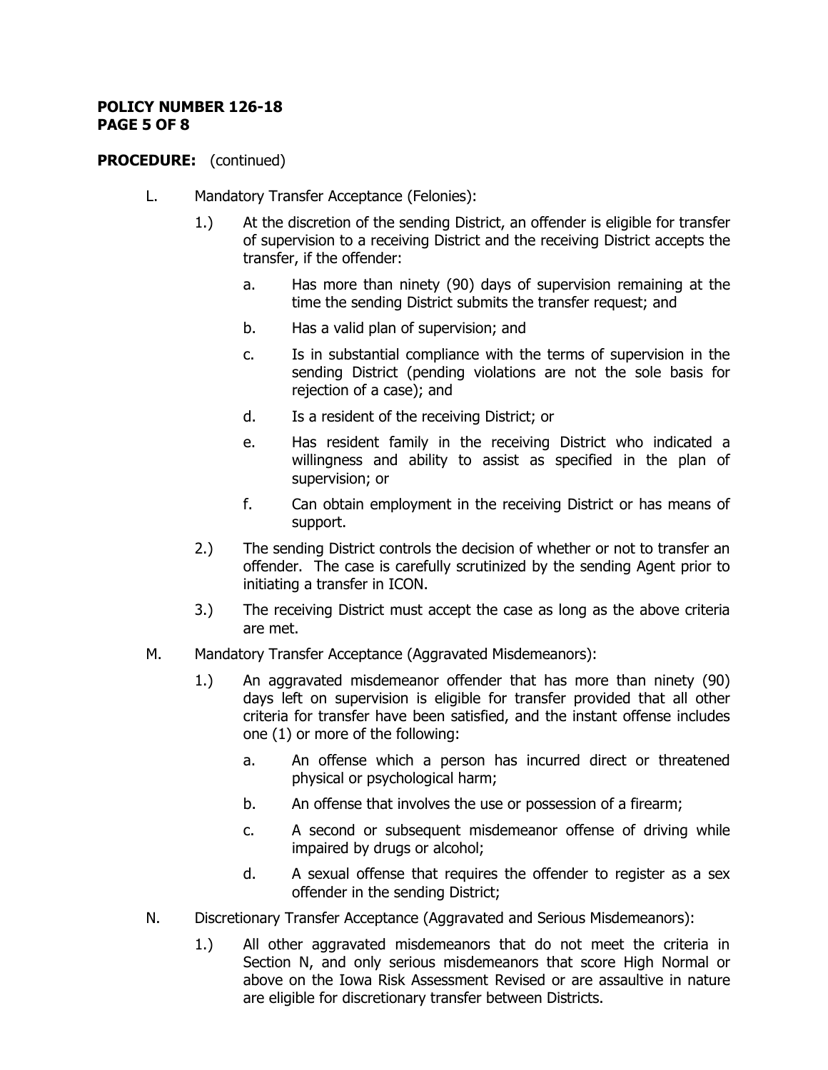**PROCEDURE:** (continued)

L. Mandatory Transfer Acceptance (Felonies):

1.) At the discretion of the sending District, an offender is eligible for transfer of supervision to a receiving District and the receiving District accepts the transfer, if the offender:

   a. Has more than ninety (90) days of supervision remaining at the time the sending District submits the transfer request; and

   b. Has a valid plan of supervision; and

   c. Is in substantial compliance with the terms of supervision in the sending District (pending violations are not the sole basis for rejection of a case); and

   d. Is a resident of the receiving District; or

   e. Has resident family in the receiving District who indicated a willingness and ability to assist as specified in the plan of supervision; or

   f. Can obtain employment in the receiving District or has means of support.

2.) The sending District controls the decision of whether or not to transfer an offender. The case is carefully scrutinized by the sending Agent prior to initiating a transfer in ICON.

3.) The receiving District must accept the case as long as the above criteria are met.

M. Mandatory Transfer Acceptance (Aggravated Misdemeanors):

1.) An aggravated misdemeanor offender that has more than ninety (90) days left on supervision is eligible for transfer provided that all other criteria for transfer have been satisfied, and the instant offense includes one (1) or more of the following:

   a. An offense which a person has incurred direct or threatened physical or psychological harm;

   b. An offense that involves the use or possession of a firearm;

   c. A second or subsequent misdemeanor offense of driving while impaired by drugs or alcohol;

   d. A sexual offense that requires the offender to register as a sex offender in the sending District;

N. Discretionary Transfer Acceptance (Aggravated and Serious Misdemeanors):

1.) All other aggravated misdemeanors that do not meet the criteria in Section N, and only serious misdemeanors that score High Normal or above on the Iowa Risk Assessment Revised or are assaultive in nature are eligible for discretionary transfer between Districts.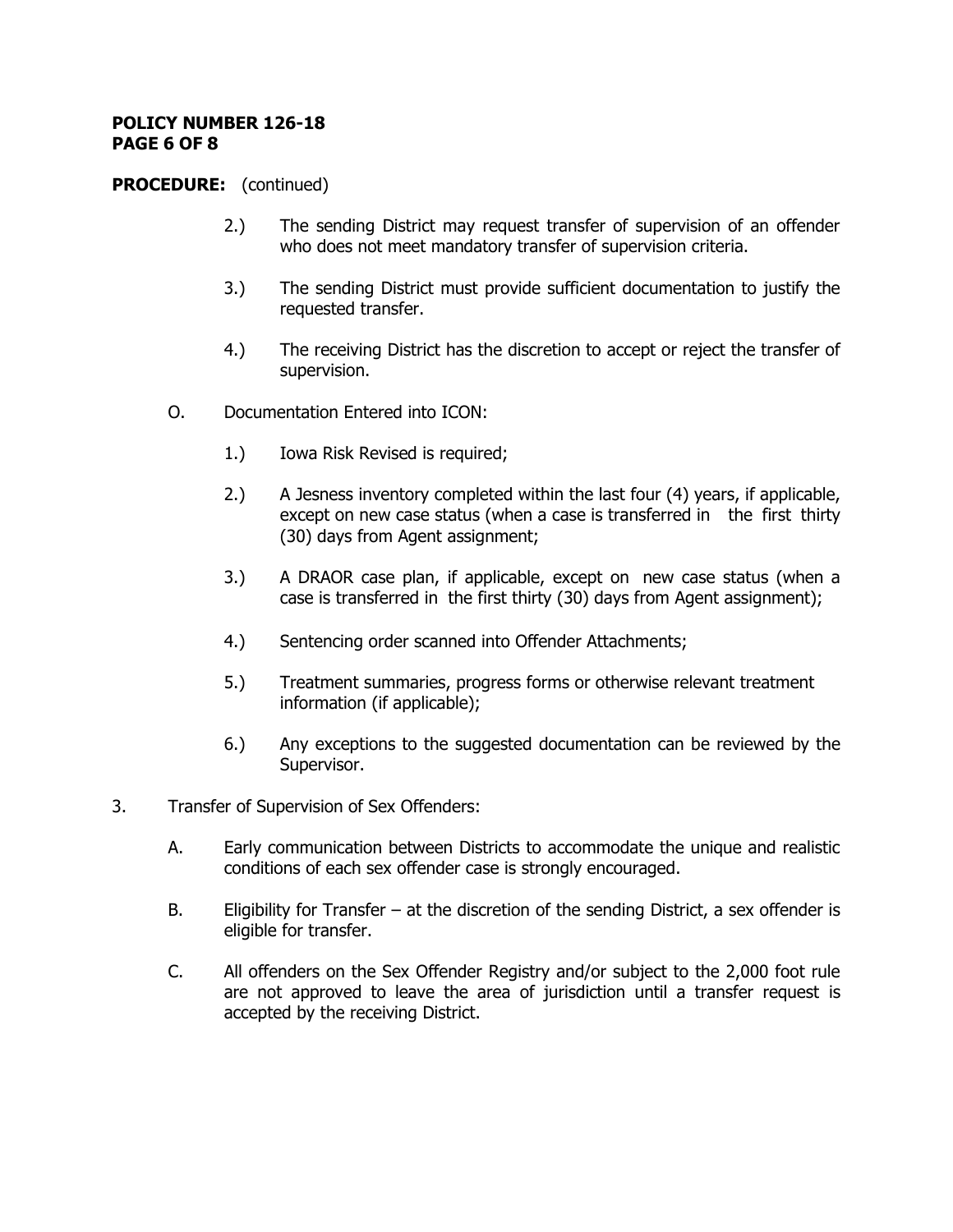**PROCEDURE:** (continued)

2.) The sending District may request transfer of supervision of an offender who does not meet mandatory transfer of supervision criteria.

3.) The sending District must provide sufficient documentation to justify the requested transfer.

4.) The receiving District has the discretion to accept or reject the transfer of supervision.

O. Documentation Entered into ICON:

1.) Iowa Risk Revised is required;

2.) A Jesness inventory completed within the last four (4) years, if applicable, except on new case status (when a case is transferred in the first thirty (30) days from Agent assignment;

3.) A DRAOR case plan, if applicable, except on new case status (when a case is transferred in the first thirty (30) days from Agent assignment);

4.) Sentencing order scanned into Offender Attachments;

5.) Treatment summaries, progress forms or otherwise relevant treatment information (if applicable);

6.) Any exceptions to the suggested documentation can be reviewed by the Supervisor.

3. Transfer of Supervision of Sex Offenders:

A. Early communication between Districts to accommodate the unique and realistic conditions of each sex offender case is strongly encouraged.

B. Eligibility for Transfer – at the discretion of the sending District, a sex offender is eligible for transfer.

C. All offenders on the Sex Offender Registry and/or subject to the 2,000 foot rule are not approved to leave the area of jurisdiction until a transfer request is accepted by the receiving District.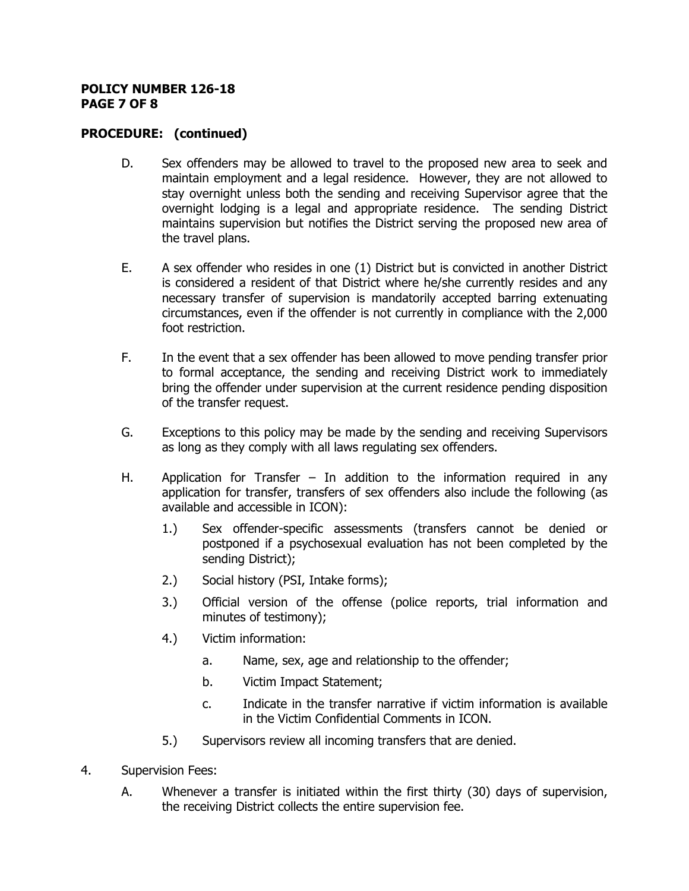**PROCEDURE: (continued)**

D. Sex offenders may be allowed to travel to the proposed new area to seek and maintain employment and a legal residence. However, they are not allowed to stay overnight unless both the sending and receiving Supervisor agree that the overnight lodging is a legal and appropriate residence. The sending District maintains supervision but notifies the District serving the proposed new area of the travel plans.

E. A sex offender who resides in one (1) District but is convicted in another District is considered a resident of that District where he/she currently resides and any necessary transfer of supervision is mandatorily accepted barring extenuating circumstances, even if the offender is not currently in compliance with the 2,000 foot restriction.

F. In the event that a sex offender has been allowed to move pending transfer prior to formal acceptance, the sending and receiving District work to immediately bring the offender under supervision at the current residence pending disposition of the transfer request.

G. Exceptions to this policy may be made by the sending and receiving Supervisors as long as they comply with all laws regulating sex offenders.

H. Application for Transfer – In addition to the information required in any application for transfer, transfers of sex offenders also include the following (as available and accessible in ICON):

1.) Sex offender-specific assessments (transfers cannot be denied or postponed if a psychosexual evaluation has not been completed by the sending District);

2.) Social history (PSI, Intake forms);

3.) Official version of the offense (police reports, trial information and minutes of testimony);

4.) Victim information:

a. Name, sex, age and relationship to the offender;

b. Victim Impact Statement;

c. Indicate in the transfer narrative if victim information is available in the Victim Confidential Comments in ICON.

5.) Supervisors review all incoming transfers that are denied.

4. Supervision Fees:

A. Whenever a transfer is initiated within the first thirty (30) days of supervision, the receiving District collects the entire supervision fee.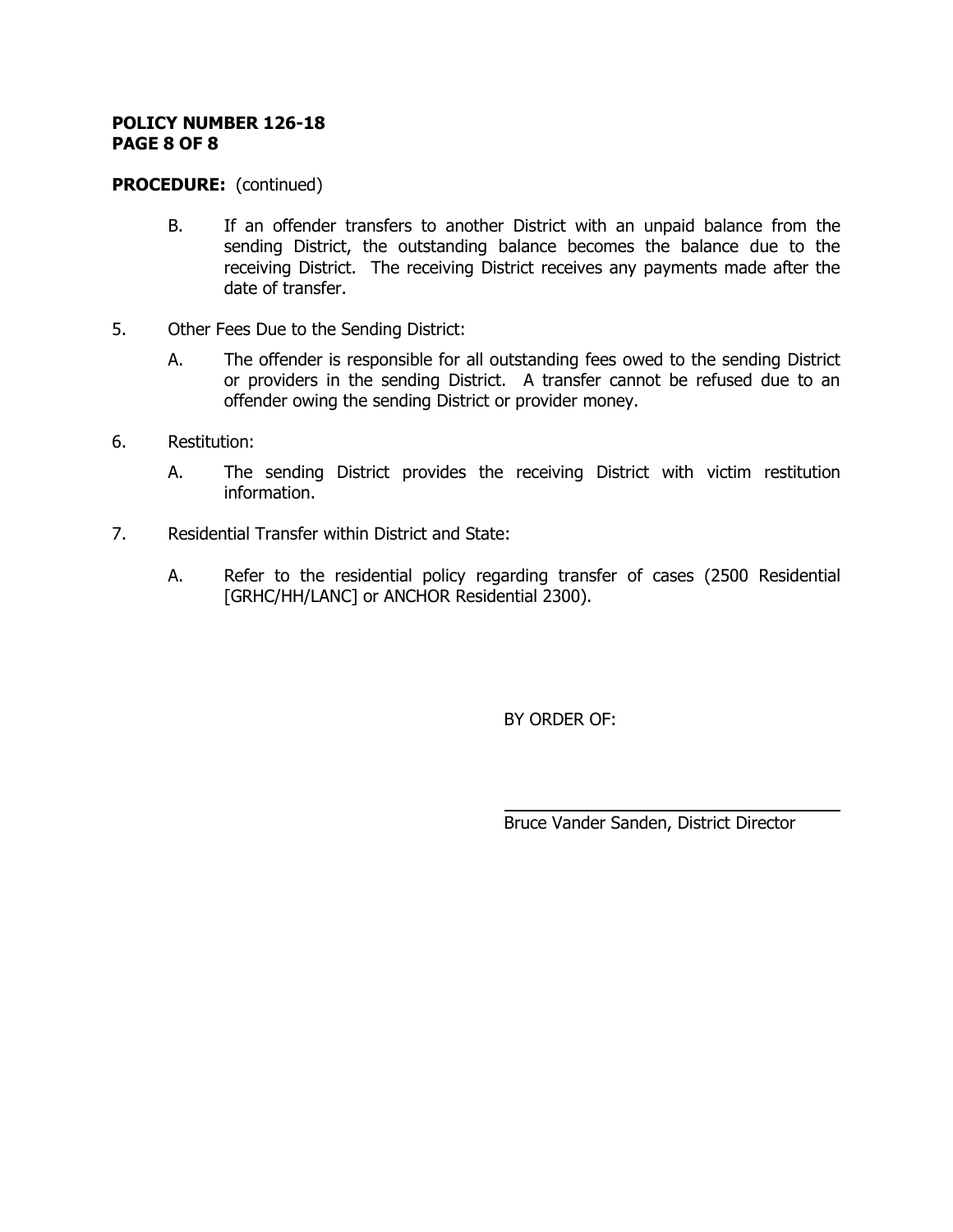**PROCEDURE:** (continued)

B. If an offender transfers to another District with an unpaid balance from the sending District, the outstanding balance becomes the balance due to the receiving District. The receiving District receives any payments made after the date of transfer.

5. Other Fees Due to the Sending District:

   A. The offender is responsible for all outstanding fees owed to the sending District or providers in the sending District. A transfer cannot be refused due to an offender owing the sending District or provider money.

6. Restitution:

   A. The sending District provides the receiving District with victim restitution information.

7. Residential Transfer within District and State:

   A. Refer to the residential policy regarding transfer of cases (2500 Residential [GRHC/HH/LANC] or ANCHOR Residential 2300).

BY ORDER OF:

Bruce Vander Sanden, District Director